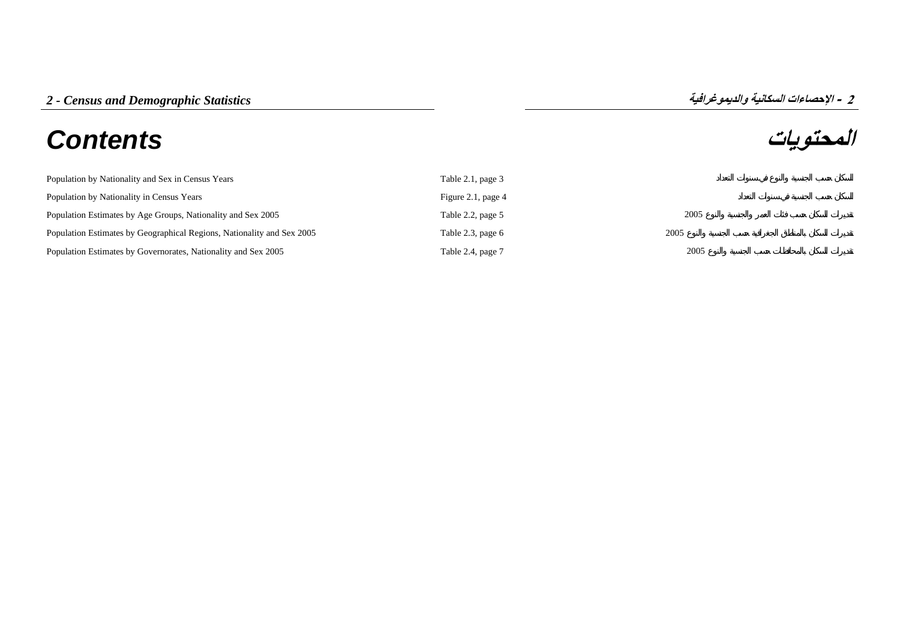## 2 - Census and Demographic Statistics

## 2 - الإحصاءات السكانية والديموغرافية

# Contents

# المحتويات

| | | |
|---|---|---|
| Population by Nationality and Sex in Census Years | Table 2.1, page 3 | السكان حسب الجنسية والنوع في سنوات التعداد |
| Population by Nationality in Census Years | Figure 2.1, page 4 | السكان حسب الجنسية في سنوات التعداد |
| Population Estimates by Age Groups, Nationality and Sex 2005 | Table 2.2, page 5 | تقديرات السكان حسب فئات العمر والجنسية والنوع 2005 |
| Population Estimates by Geographical Regions, Nationality and Sex 2005 | Table 2.3, page 6 | تقديرات السكان بالمناطق الجغرافية حسب الجنسية والنوع 2005 |
| Population Estimates by Governorates, Nationality and Sex 2005 | Table 2.4, page 7 | تقديرات السكان بالمحافظات حسب الجنسية والنوع 2005 |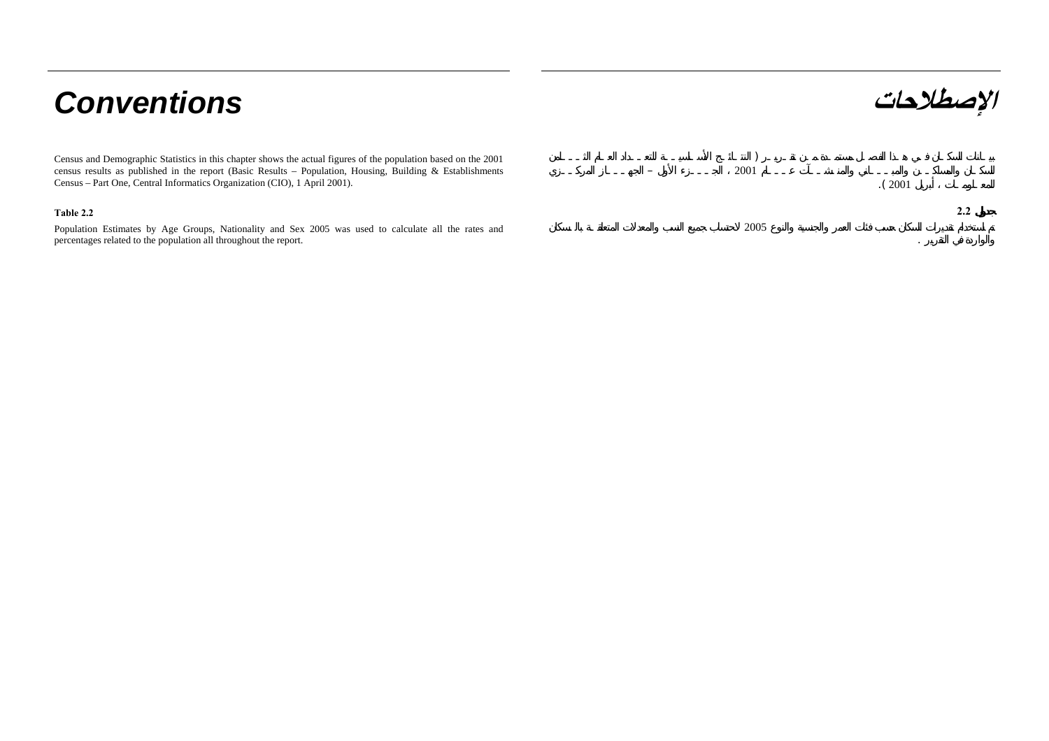# Conventions

Census and Demographic Statistics in this chapter shows the actual figures of the population based on the 2001 census results as published in the report (Basic Results – Population, Housing, Building & Establishments Census – Part One, Central Informatics Organization (CIO), 1 April 2001).

**Table 2.2**

Population Estimates by Age Groups, Nationality and Sex 2005 was used to calculate all the rates and percentages related to the population all throughout the report.

# الإصطلاحات

بيانات السكان في هذا الفصل مستمدة من تقرير (النتائج الأساسية للتعداد العام للسكان والمساكن والمباني والمنشآت لعام 2001 ، الجزء الأول – الجهاز المركزي للمعلومات ، أبريل 2001 ).

**جدول 2.2**

تم استخدام تقديرات السكان حسب فئات العمر والجنسية والنوع 2005 لاحتساب جميع النسب والمعدلات المتعلقة بالسكان والواردة في التقرير .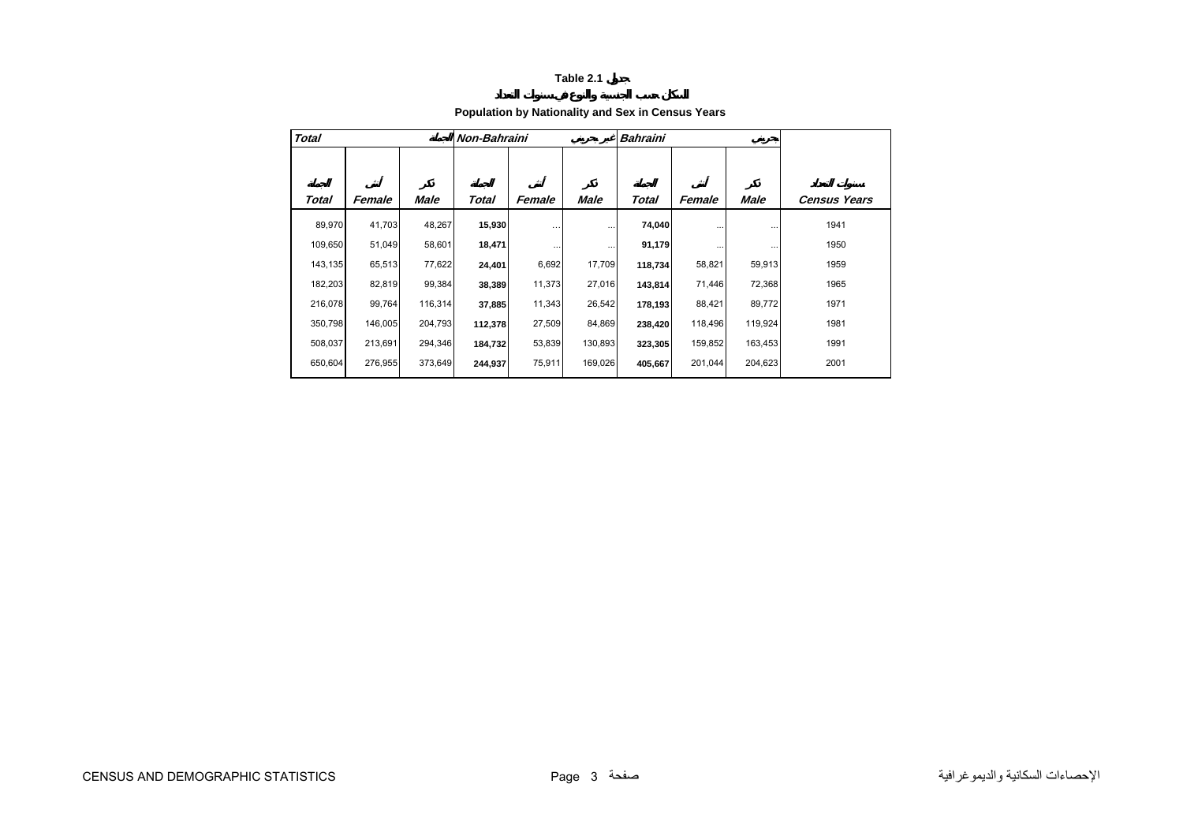**Table 2.1 جدول**

**السكان حسب الجنسية والنوع في سنوات التعداد**

**Population by Nationality and Sex in Census Years**

| *Total* الجملة | | | *Non-Bahraini* غير بحريني | | | *Bahraini* بحريني | | | |
|---|---|---|---|---|---|---|---|---|---|
| الجملة *Total* | أنثى *Female* | ذكر *Male* | الجملة *Total* | أنثى *Female* | ذكر *Male* | الجملة *Total* | أنثى *Female* | ذكر *Male* | سنوات التعداد *Census Years* |
| 89,970 | 41,703 | 48,267 | **15,930** | ... | ... | **74,040** | ... | ... | 1941 |
| 109,650 | 51,049 | 58,601 | **18,471** | ... | ... | **91,179** | ... | ... | 1950 |
| 143,135 | 65,513 | 77,622 | **24,401** | 6,692 | 17,709 | **118,734** | 58,821 | 59,913 | 1959 |
| 182,203 | 82,819 | 99,384 | **38,389** | 11,373 | 27,016 | **143,814** | 71,446 | 72,368 | 1965 |
| 216,078 | 99,764 | 116,314 | **37,885** | 11,343 | 26,542 | **178,193** | 88,421 | 89,772 | 1971 |
| 350,798 | 146,005 | 204,793 | **112,378** | 27,509 | 84,869 | **238,420** | 118,496 | 119,924 | 1981 |
| 508,037 | 213,691 | 294,346 | **184,732** | 53,839 | 130,893 | **323,305** | 159,852 | 163,453 | 1991 |
| 650,604 | 276,955 | 373,649 | **244,937** | 75,911 | 169,026 | **405,667** | 201,044 | 204,623 | 2001 |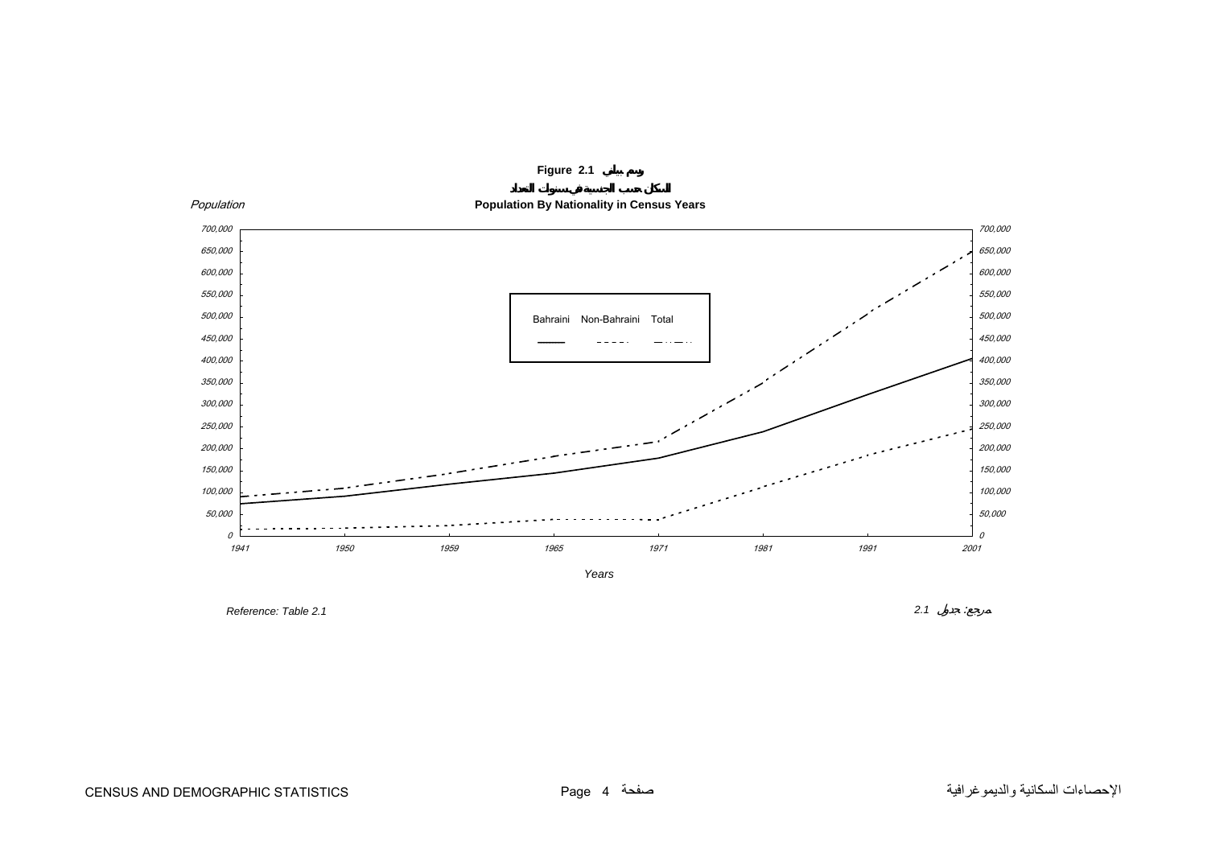**Figure 2.1 رسم بياني**

**السكان حسب الجنسية في سنوات التعداد**

**Population By Nationality in Census Years**

*Population*

Bahraini Non-Bahraini Total

*Years*

*Reference: Table 2.1*

*مرجع: جدول 2.1*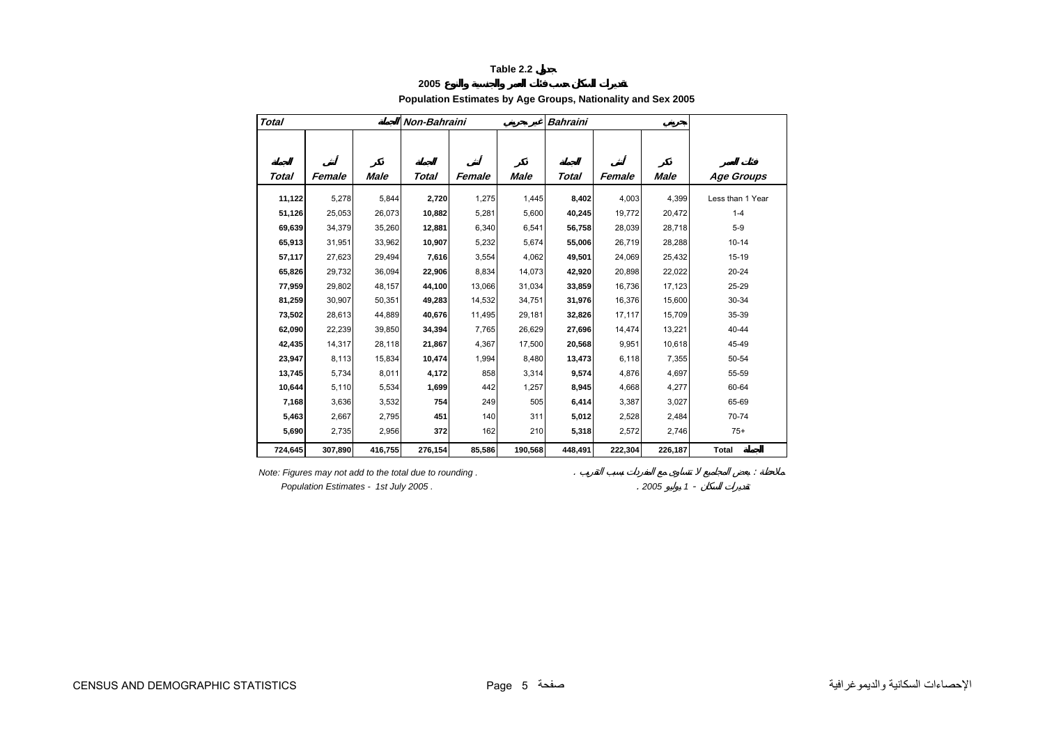# Table 2.2 جدول

## 2005 تقديرات السكان حسب فئات العمر والجنسية والنوع

### Population Estimates by Age Groups, Nationality and Sex 2005

| Total | | الجملة | Non-Bahraini | | غير بحريني | Bahraini | | بحريني | |
|---|---|---|---|---|---|---|---|---|---|
| الجملة Total | أنثى Female | ذكر Male | الجملة Total | أنثى Female | ذكر Male | الجملة Total | أنثى Female | ذكر Male | فئات العمر Age Groups |
| **11,122** | 5,278 | 5,844 | **2,720** | 1,275 | 1,445 | **8,402** | 4,003 | 4,399 | Less than 1 Year |
| **51,126** | 25,053 | 26,073 | **10,882** | 5,281 | 5,600 | **40,245** | 19,772 | 20,472 | 1-4 |
| **69,639** | 34,379 | 35,260 | **12,881** | 6,340 | 6,541 | **56,758** | 28,039 | 28,718 | 5-9 |
| **65,913** | 31,951 | 33,962 | **10,907** | 5,232 | 5,674 | **55,006** | 26,719 | 28,288 | 10-14 |
| **57,117** | 27,623 | 29,494 | **7,616** | 3,554 | 4,062 | **49,501** | 24,069 | 25,432 | 15-19 |
| **65,826** | 29,732 | 36,094 | **22,906** | 8,834 | 14,073 | **42,920** | 20,898 | 22,022 | 20-24 |
| **77,959** | 29,802 | 48,157 | **44,100** | 13,066 | 31,034 | **33,859** | 16,736 | 17,123 | 25-29 |
| **81,259** | 30,907 | 50,351 | **49,283** | 14,532 | 34,751 | **31,976** | 16,376 | 15,600 | 30-34 |
| **73,502** | 28,613 | 44,889 | **40,676** | 11,495 | 29,181 | **32,826** | 17,117 | 15,709 | 35-39 |
| **62,090** | 22,239 | 39,850 | **34,394** | 7,765 | 26,629 | **27,696** | 14,474 | 13,221 | 40-44 |
| **42,435** | 14,317 | 28,118 | **21,867** | 4,367 | 17,500 | **20,568** | 9,951 | 10,618 | 45-49 |
| **23,947** | 8,113 | 15,834 | **10,474** | 1,994 | 8,480 | **13,473** | 6,118 | 7,355 | 50-54 |
| **13,745** | 5,734 | 8,011 | **4,172** | 858 | 3,314 | **9,574** | 4,876 | 4,697 | 55-59 |
| **10,644** | 5,110 | 5,534 | **1,699** | 442 | 1,257 | **8,945** | 4,668 | 4,277 | 60-64 |
| **7,168** | 3,636 | 3,532 | **754** | 249 | 505 | **6,414** | 3,387 | 3,027 | 65-69 |
| **5,463** | 2,667 | 2,795 | **451** | 140 | 311 | **5,012** | 2,528 | 2,484 | 70-74 |
| **5,690** | 2,735 | 2,956 | **372** | 162 | 210 | **5,318** | 2,572 | 2,746 | 75+ |
| **724,645** | **307,890** | **416,755** | **276,154** | **85,586** | **190,568** | **448,491** | **222,304** | **226,187** | **Total الجملة** |

*Note: Figures may not add to the total due to rounding .* — ملاحظة : بعض المجاميع لا تتساوى مع المفردات بسبب التقريب .

*Population Estimates - 1st July 2005 .* — تقديرات السكان - 1 يوليو 2005 .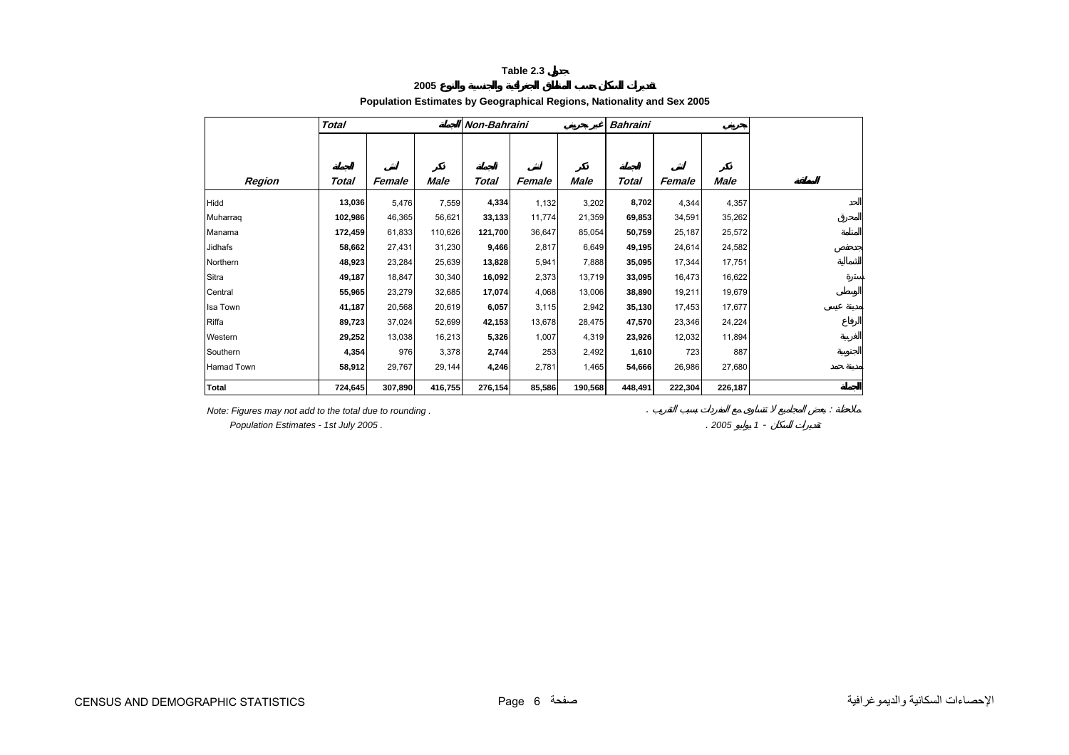**Table 2.3 جدول**

**تقديرات السكان حسب المناطق الجغرافية والجنسية والنوع 2005**

**Population Estimates by Geographical Regions, Nationality and Sex 2005**

| | *Total* الجملة | | | *Non-Bahraini* غير بحريني | | | *Bahraini* بحريني | | | |
|---|---|---|---|---|---|---|---|---|---|---|
| ***Region*** | الجملة ***Total*** | أنثى ***Female*** | ذكر ***Male*** | الجملة ***Total*** | أنثى ***Female*** | ذكر ***Male*** | الجملة ***Total*** | أنثى ***Female*** | ذكر ***Male*** | المنطقة |
| Hidd | **13,036** | 5,476 | 7,559 | **4,334** | 1,132 | 3,202 | **8,702** | 4,344 | 4,357 | الحد |
| Muharraq | **102,986** | 46,365 | 56,621 | **33,133** | 11,774 | 21,359 | **69,853** | 34,591 | 35,262 | المحرق |
| Manama | **172,459** | 61,833 | 110,626 | **121,700** | 36,647 | 85,054 | **50,759** | 25,187 | 25,572 | المنامة |
| Jidhafs | **58,662** | 27,431 | 31,230 | **9,466** | 2,817 | 6,649 | **49,195** | 24,614 | 24,582 | جدحفص |
| Northern | **48,923** | 23,284 | 25,639 | **13,828** | 5,941 | 7,888 | **35,095** | 17,344 | 17,751 | الشمالية |
| Sitra | **49,187** | 18,847 | 30,340 | **16,092** | 2,373 | 13,719 | **33,095** | 16,473 | 16,622 | سترة |
| Central | **55,965** | 23,279 | 32,685 | **17,074** | 4,068 | 13,006 | **38,890** | 19,211 | 19,679 | الوسطى |
| Isa Town | **41,187** | 20,568 | 20,619 | **6,057** | 3,115 | 2,942 | **35,130** | 17,453 | 17,677 | مدينة عيسى |
| Riffa | **89,723** | 37,024 | 52,699 | **42,153** | 13,678 | 28,475 | **47,570** | 23,346 | 24,224 | الرفاع |
| Western | **29,252** | 13,038 | 16,213 | **5,326** | 1,007 | 4,319 | **23,926** | 12,032 | 11,894 | الغربية |
| Southern | **4,354** | 976 | 3,378 | **2,744** | 253 | 2,492 | **1,610** | 723 | 887 | الجنوبية |
| Hamad Town | **58,912** | 29,767 | 29,144 | **4,246** | 2,781 | 1,465 | **54,666** | 26,986 | 27,680 | مدينة حمد |
| **Total** | **724,645** | **307,890** | **416,755** | **276,154** | **85,586** | **190,568** | **448,491** | **222,304** | **226,187** | **الجملة** |

*Note: Figures may not add to the total due to rounding .* ملاحظة : بعض المجاميع لا تتساوى مع المفردات بسبب التقريب .

*Population Estimates - 1st July 2005 .* تقديرات السكان - 1 يوليو 2005 .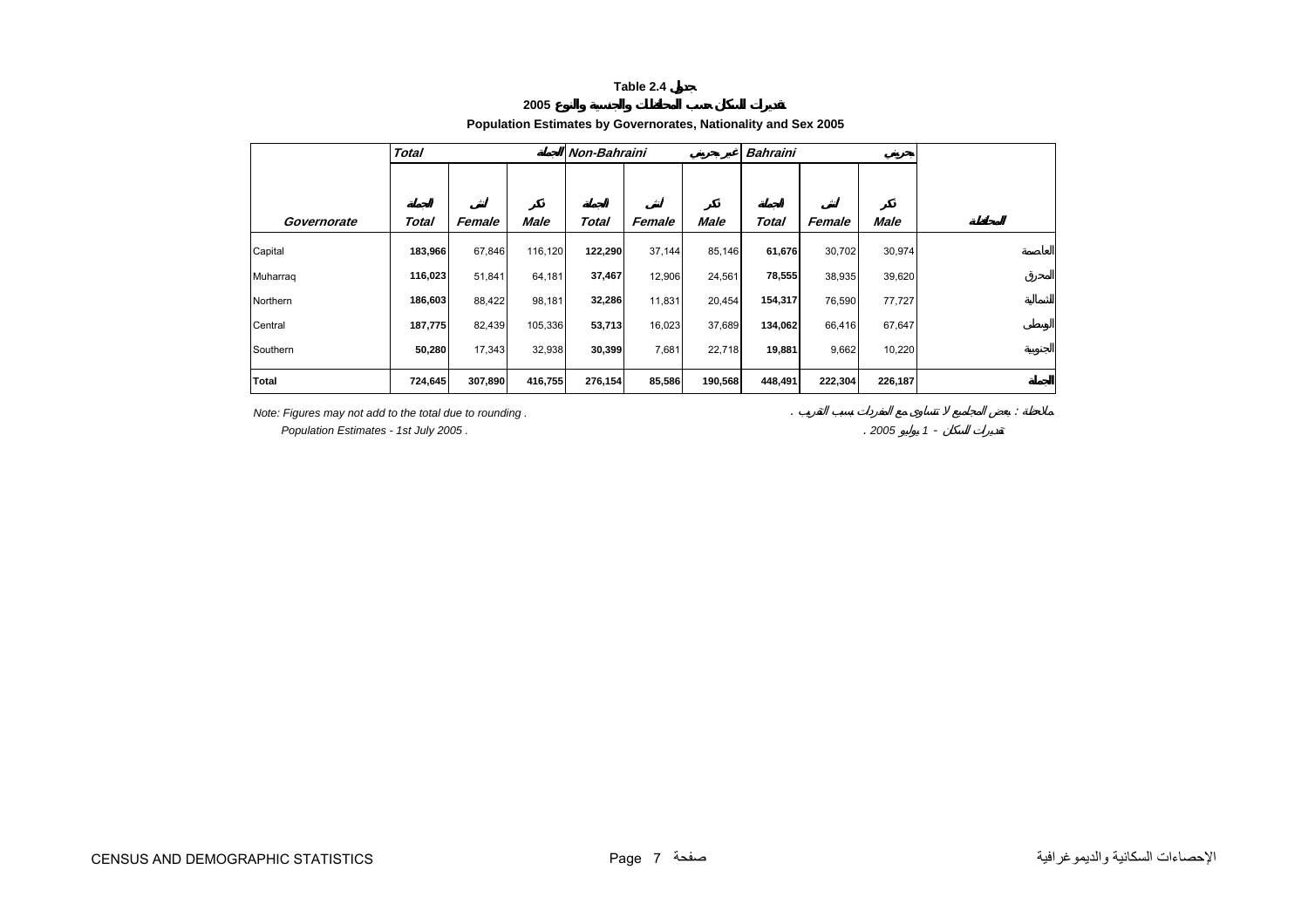**Table 2.4 جدول**

**2005 تقديرات السكان حسب المحافظات والجنسية والنوع**

**Population Estimates by Governorates, Nationality and Sex 2005**

| | *Total* | | الجملة | *Non-Bahraini* | | غير بحريني | *Bahraini* | | بحريني | |
|---|---|---|---|---|---|---|---|---|---|---|
| ***Governorate*** | الجملة ***Total*** | أنثى ***Female*** | ذكر ***Male*** | الجملة ***Total*** | أنثى ***Female*** | ذكر ***Male*** | الجملة ***Total*** | أنثى ***Female*** | ذكر ***Male*** | المحافظة |
| Capital | **183,966** | 67,846 | 116,120 | **122,290** | 37,144 | 85,146 | **61,676** | 30,702 | 30,974 | العاصمة |
| Muharraq | **116,023** | 51,841 | 64,181 | **37,467** | 12,906 | 24,561 | **78,555** | 38,935 | 39,620 | المحرق |
| Northern | **186,603** | 88,422 | 98,181 | **32,286** | 11,831 | 20,454 | **154,317** | 76,590 | 77,727 | الشمالية |
| Central | **187,775** | 82,439 | 105,336 | **53,713** | 16,023 | 37,689 | **134,062** | 66,416 | 67,647 | الوسطى |
| Southern | **50,280** | 17,343 | 32,938 | **30,399** | 7,681 | 22,718 | **19,881** | 9,662 | 10,220 | الجنوبية |
| **Total** | **724,645** | **307,890** | **416,755** | **276,154** | **85,586** | **190,568** | **448,491** | **222,304** | **226,187** | **الجملة** |

*Note: Figures may not add to the total due to rounding .* ملاحظة : بعض المجاميع لا تتساوى مع المفردات بسبب التقريب .

*Population Estimates - 1st July 2005 .* تقديرات السكان - 1 يوليو 2005 .